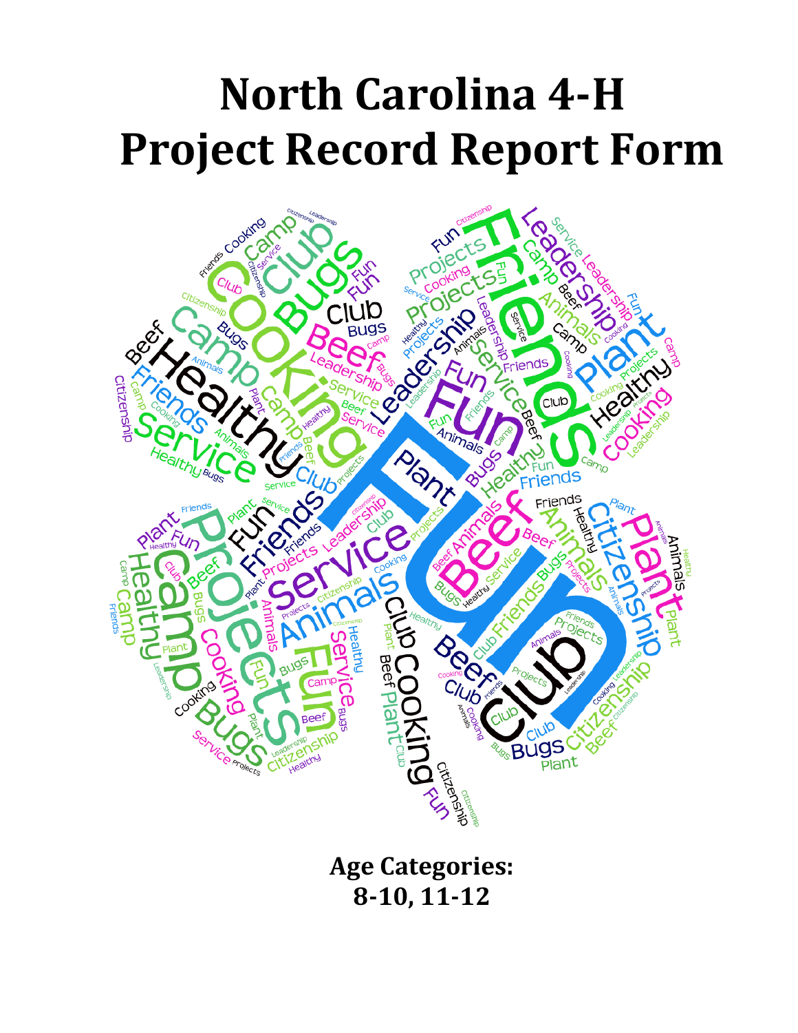# North Carolina 4-H Project Record Report Form

**Age Categories:**
**8-10, 11-12**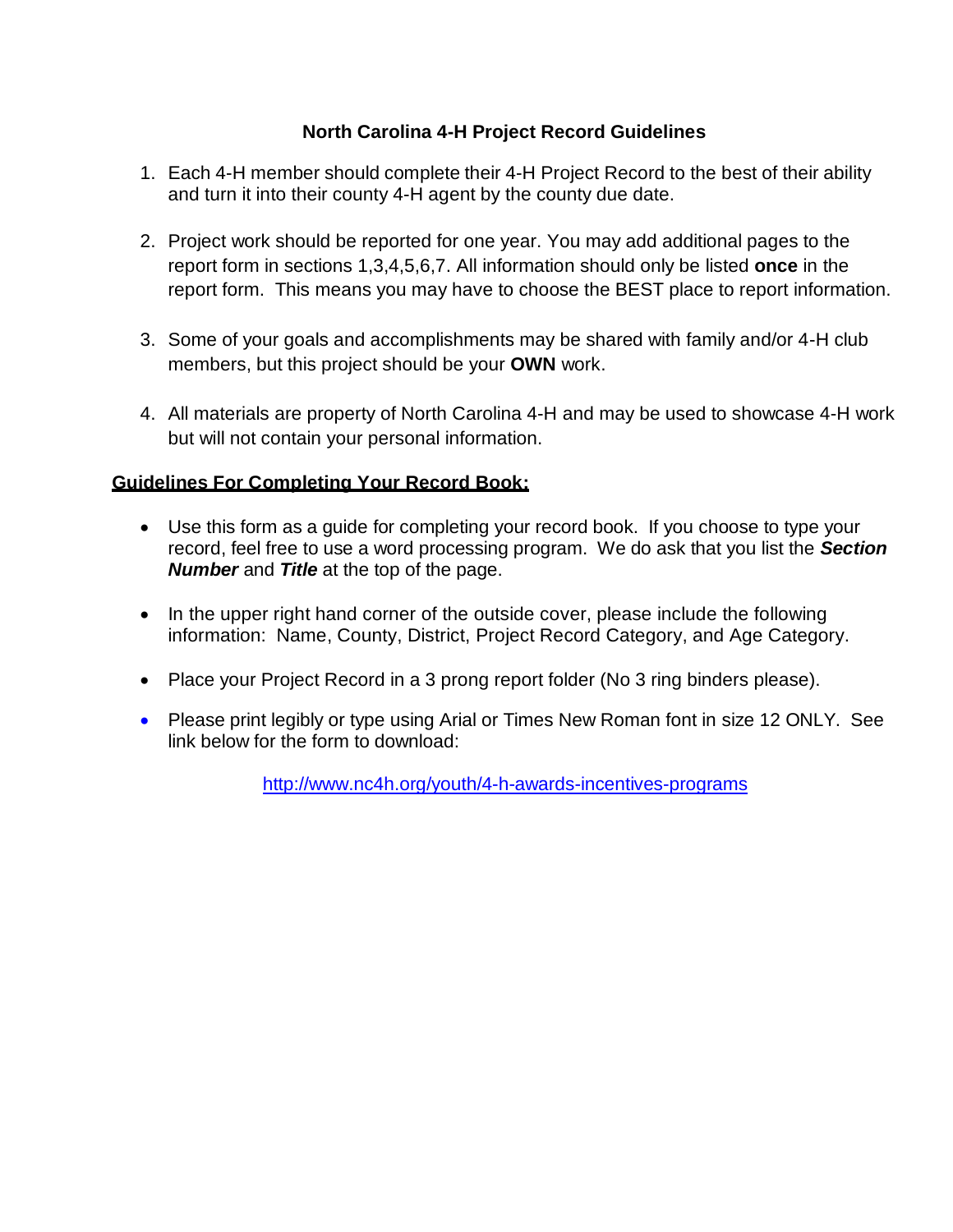## North Carolina 4-H Project Record Guidelines

1. Each 4-H member should complete their 4-H Project Record to the best of their ability and turn it into their county 4-H agent by the county due date.

2. Project work should be reported for one year. You may add additional pages to the report form in sections 1,3,4,5,6,7. All information should only be listed **once** in the report form. This means you may have to choose the BEST place to report information.

3. Some of your goals and accomplishments may be shared with family and/or 4-H club members, but this project should be your **OWN** work.

4. All materials are property of North Carolina 4-H and may be used to showcase 4-H work but will not contain your personal information.

### Guidelines For Completing Your Record Book:

- Use this form as a guide for completing your record book. If you choose to type your record, feel free to use a word processing program. We do ask that you list the ***Section Number*** and ***Title*** at the top of the page.

- In the upper right hand corner of the outside cover, please include the following information: Name, County, District, Project Record Category, and Age Category.

- Place your Project Record in a 3 prong report folder (No 3 ring binders please).

- Please print legibly or type using Arial or Times New Roman font in size 12 ONLY. See link below for the form to download:

  http://www.nc4h.org/youth/4-h-awards-incentives-programs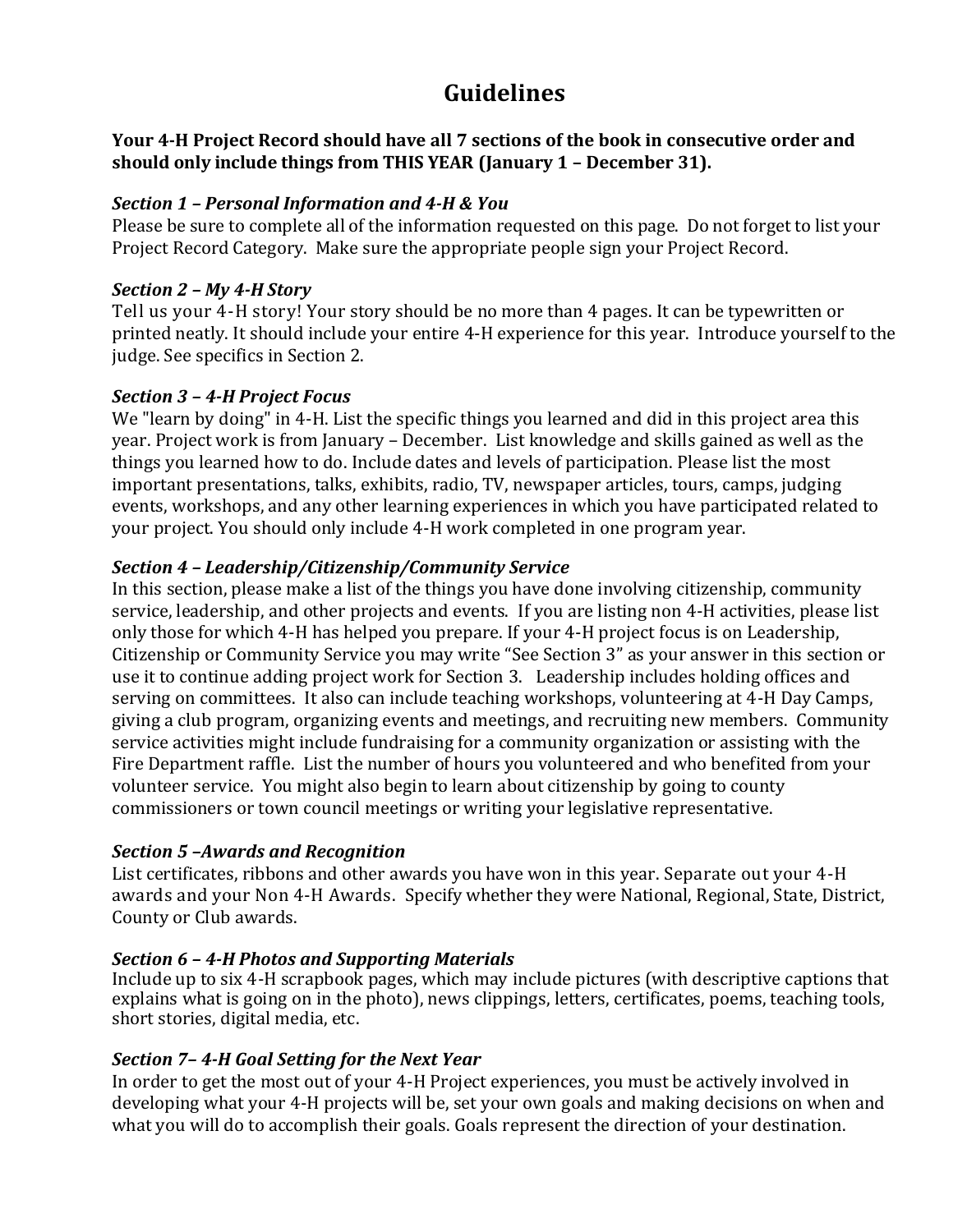# Guidelines

**Your 4-H Project Record should have all 7 sections of the book in consecutive order and should only include things from THIS YEAR (January 1 – December 31).**

***Section 1 – Personal Information and 4-H & You***

Please be sure to complete all of the information requested on this page. Do not forget to list your Project Record Category. Make sure the appropriate people sign your Project Record.

***Section 2 – My 4-H Story***

Tell us your 4-H story! Your story should be no more than 4 pages. It can be typewritten or printed neatly. It should include your entire 4-H experience for this year. Introduce yourself to the judge. See specifics in Section 2.

***Section 3 – 4-H Project Focus***

We "learn by doing" in 4-H. List the specific things you learned and did in this project area this year. Project work is from January – December. List knowledge and skills gained as well as the things you learned how to do. Include dates and levels of participation. Please list the most important presentations, talks, exhibits, radio, TV, newspaper articles, tours, camps, judging events, workshops, and any other learning experiences in which you have participated related to your project. You should only include 4-H work completed in one program year.

***Section 4 – Leadership/Citizenship/Community Service***

In this section, please make a list of the things you have done involving citizenship, community service, leadership, and other projects and events. If you are listing non 4-H activities, please list only those for which 4-H has helped you prepare. If your 4-H project focus is on Leadership, Citizenship or Community Service you may write "See Section 3" as your answer in this section or use it to continue adding project work for Section 3. Leadership includes holding offices and serving on committees. It also can include teaching workshops, volunteering at 4-H Day Camps, giving a club program, organizing events and meetings, and recruiting new members. Community service activities might include fundraising for a community organization or assisting with the Fire Department raffle. List the number of hours you volunteered and who benefited from your volunteer service. You might also begin to learn about citizenship by going to county commissioners or town council meetings or writing your legislative representative.

***Section 5 –Awards and Recognition***

List certificates, ribbons and other awards you have won in this year. Separate out your 4-H awards and your Non 4-H Awards. Specify whether they were National, Regional, State, District, County or Club awards.

***Section 6 – 4-H Photos and Supporting Materials***

Include up to six 4-H scrapbook pages, which may include pictures (with descriptive captions that explains what is going on in the photo), news clippings, letters, certificates, poems, teaching tools, short stories, digital media, etc.

***Section 7– 4-H Goal Setting for the Next Year***

In order to get the most out of your 4-H Project experiences, you must be actively involved in developing what your 4-H projects will be, set your own goals and making decisions on when and what you will do to accomplish their goals. Goals represent the direction of your destination.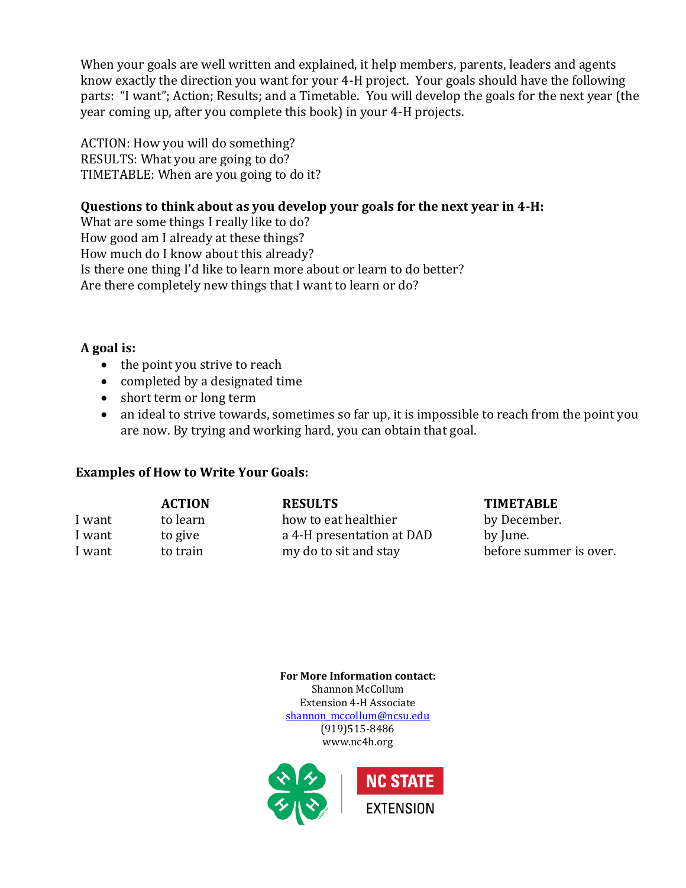When your goals are well written and explained, it help members, parents, leaders and agents know exactly the direction you want for your 4-H project. Your goals should have the following parts: "I want"; Action; Results; and a Timetable. You will develop the goals for the next year (the year coming up, after you complete this book) in your 4-H projects.

ACTION: How you will do something?
RESULTS: What you are going to do?
TIMETABLE: When are you going to do it?

**Questions to think about as you develop your goals for the next year in 4-H:**
What are some things I really like to do?
How good am I already at these things?
How much do I know about this already?
Is there one thing I'd like to learn more about or learn to do better?
Are there completely new things that I want to learn or do?

**A goal is:**

- the point you strive to reach
- completed by a designated time
- short term or long term
- an ideal to strive towards, sometimes so far up, it is impossible to reach from the point you are now. By trying and working hard, you can obtain that goal.

**Examples of How to Write Your Goals:**

| | **ACTION** | **RESULTS** | **TIMETABLE** |
|---|---|---|---|
| I want | to learn | how to eat healthier | by December. |
| I want | to give | a 4-H presentation at DAD | by June. |
| I want | to train | my do to sit and stay | before summer is over. |

**For More Information contact:**
Shannon McCollum
Extension 4-H Associate
shannon_mccollum@ncsu.edu
(919)515-8486
www.nc4h.org

NC STATE EXTENSION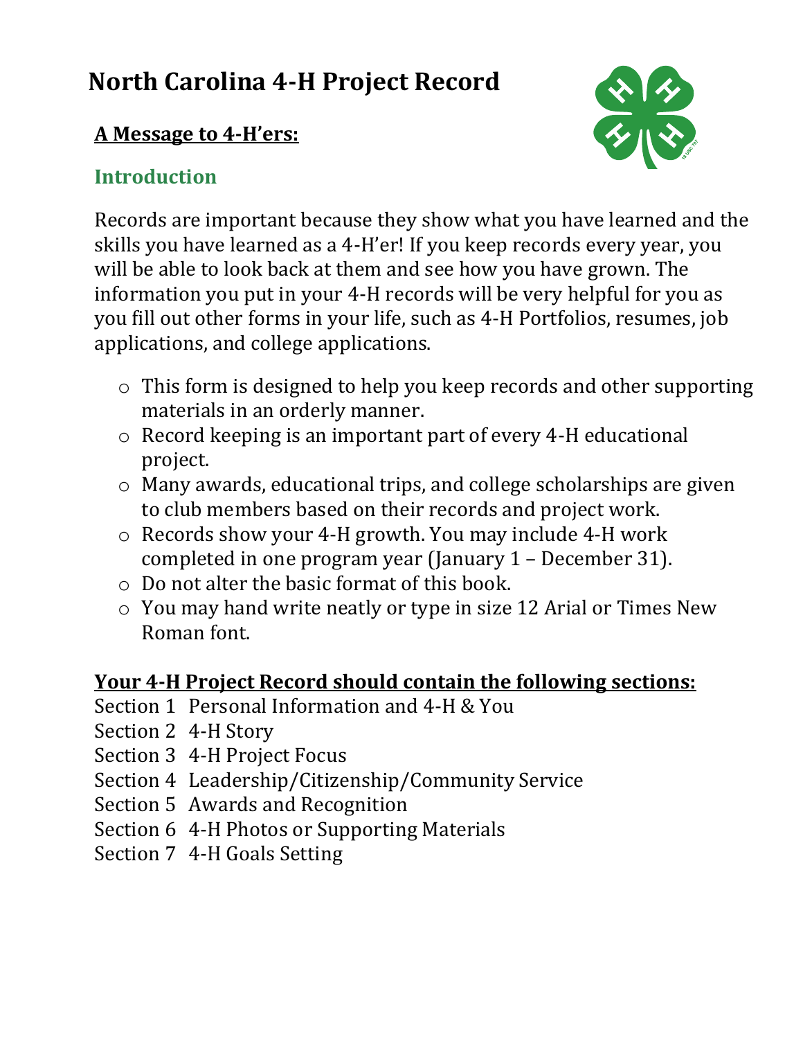# North Carolina 4-H Project Record

**A Message to 4-H'ers:**

## Introduction

Records are important because they show what you have learned and the skills you have learned as a 4-H'er! If you keep records every year, you will be able to look back at them and see how you have grown. The information you put in your 4-H records will be very helpful for you as you fill out other forms in your life, such as 4-H Portfolios, resumes, job applications, and college applications.

- This form is designed to help you keep records and other supporting materials in an orderly manner.
- Record keeping is an important part of every 4-H educational project.
- Many awards, educational trips, and college scholarships are given to club members based on their records and project work.
- Records show your 4-H growth. You may include 4-H work completed in one program year (January 1 – December 31).
- Do not alter the basic format of this book.
- You may hand write neatly or type in size 12 Arial or Times New Roman font.

**Your 4-H Project Record should contain the following sections:**

Section 1 Personal Information and 4-H & You
Section 2 4-H Story
Section 3 4-H Project Focus
Section 4 Leadership/Citizenship/Community Service
Section 5 Awards and Recognition
Section 6 4-H Photos or Supporting Materials
Section 7 4-H Goals Setting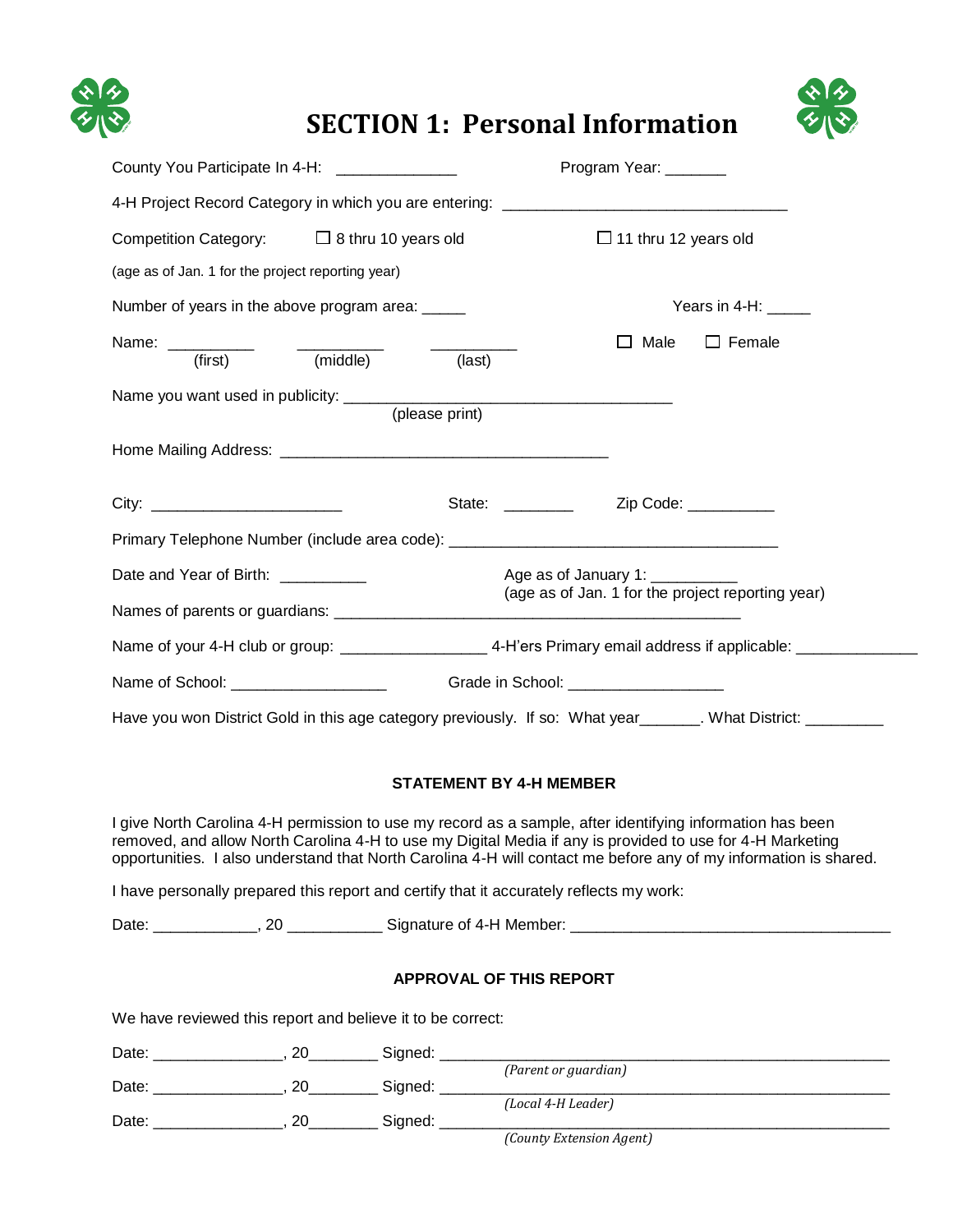# SECTION 1: Personal Information

County You Participate In 4-H: _____________ Program Year: _______

4-H Project Record Category in which you are entering: ________________________________

Competition Category: ☐ 8 thru 10 years old ☐ 11 thru 12 years old

(age as of Jan. 1 for the project reporting year)

Number of years in the above program area: _____ Years in 4-H: _____

Name: __________ (first) __________ (middle) __________ (last) ☐ Male ☐ Female

Name you want used in publicity: _____________________________________ (please print)

Home Mailing Address: _____________________________________

City: ______________________ State: ________ Zip Code: __________

Primary Telephone Number (include area code): _____________________________________

Date and Year of Birth: __________ Age as of January 1: __________ (age as of Jan. 1 for the project reporting year)

Names of parents or guardians: ____________________________________________

Name of your 4-H club or group: ________________ 4-H'ers Primary email address if applicable: ______________

Name of School: __________________ Grade in School: __________________

Have you won District Gold in this age category previously. If so: What year_______. What District: _________

**STATEMENT BY 4-H MEMBER**

I give North Carolina 4-H permission to use my record as a sample, after identifying information has been removed, and allow North Carolina 4-H to use my Digital Media if any is provided to use for 4-H Marketing opportunities. I also understand that North Carolina 4-H will contact me before any of my information is shared.

I have personally prepared this report and certify that it accurately reflects my work:

Date: ____________, 20 ___________ Signature of 4-H Member: _____________________________________

**APPROVAL OF THIS REPORT**

We have reviewed this report and believe it to be correct:

Date: _______________, 20________ Signed: ____________________________________________________
*(Parent or guardian)*

Date: _______________, 20________ Signed: ____________________________________________________
*(Local 4-H Leader)*

Date: _______________, 20________ Signed: ____________________________________________________
*(County Extension Agent)*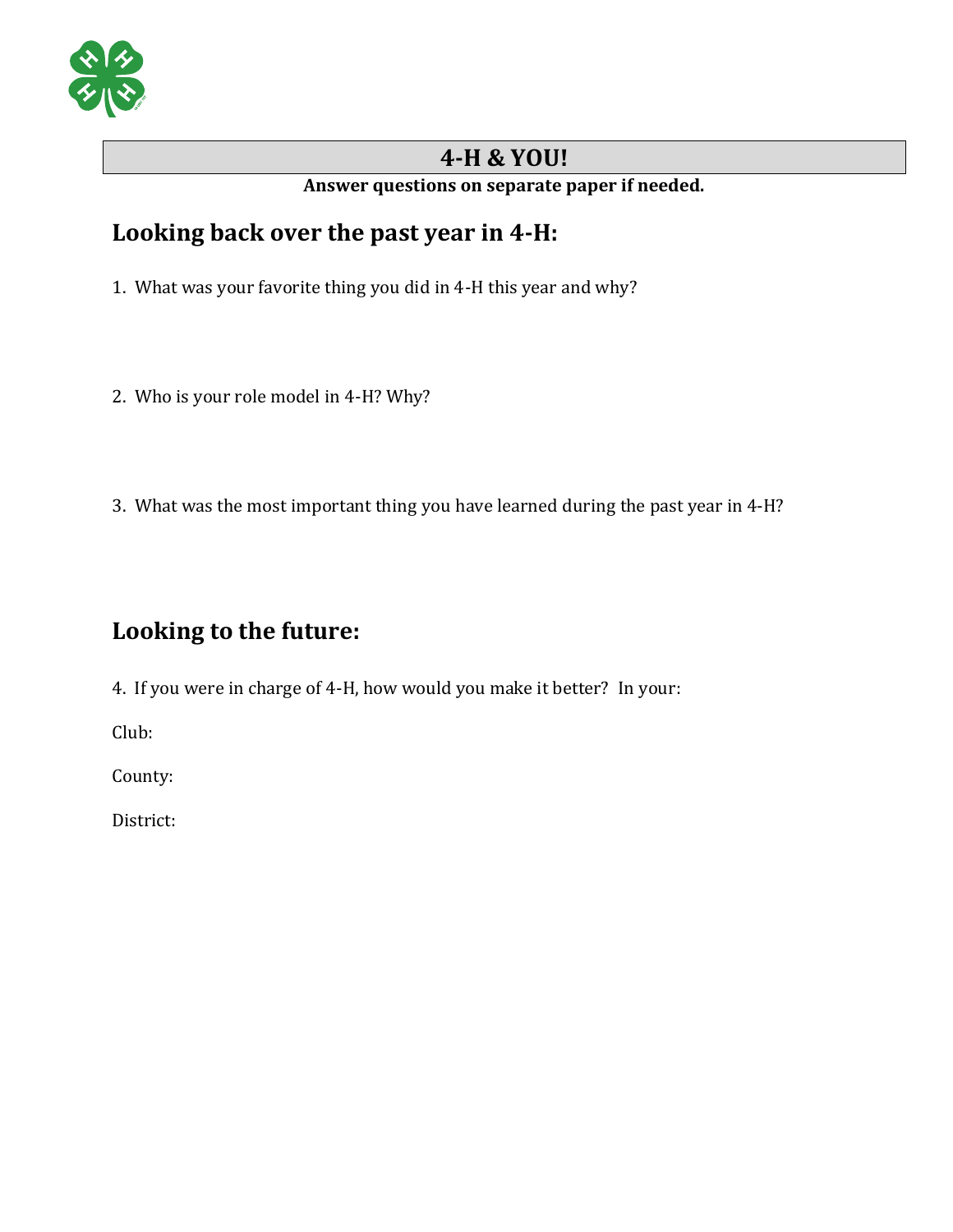# 4-H & YOU!

**Answer questions on separate paper if needed.**

## Looking back over the past year in 4-H:

1. What was your favorite thing you did in 4-H this year and why?

2. Who is your role model in 4-H? Why?

3. What was the most important thing you have learned during the past year in 4-H?

## Looking to the future:

4. If you were in charge of 4-H, how would you make it better? In your:

Club:

County:

District: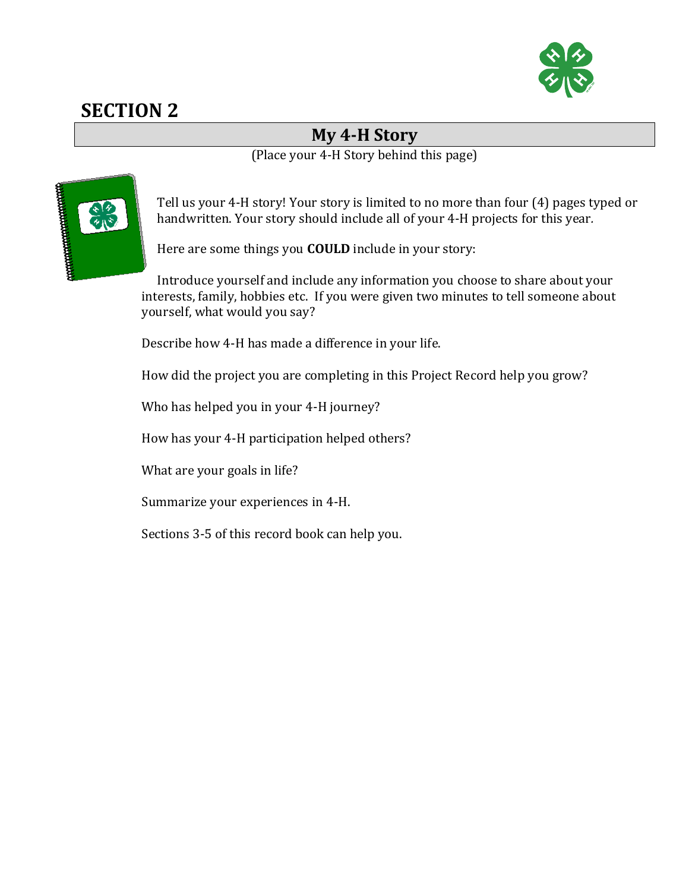# SECTION 2

## My 4-H Story

(Place your 4-H Story behind this page)

Tell us your 4-H story! Your story is limited to no more than four (4) pages typed or handwritten. Your story should include all of your 4-H projects for this year.

Here are some things you **COULD** include in your story:

Introduce yourself and include any information you choose to share about your interests, family, hobbies etc. If you were given two minutes to tell someone about yourself, what would you say?

Describe how 4-H has made a difference in your life.

How did the project you are completing in this Project Record help you grow?

Who has helped you in your 4-H journey?

How has your 4-H participation helped others?

What are your goals in life?

Summarize your experiences in 4-H.

Sections 3-5 of this record book can help you.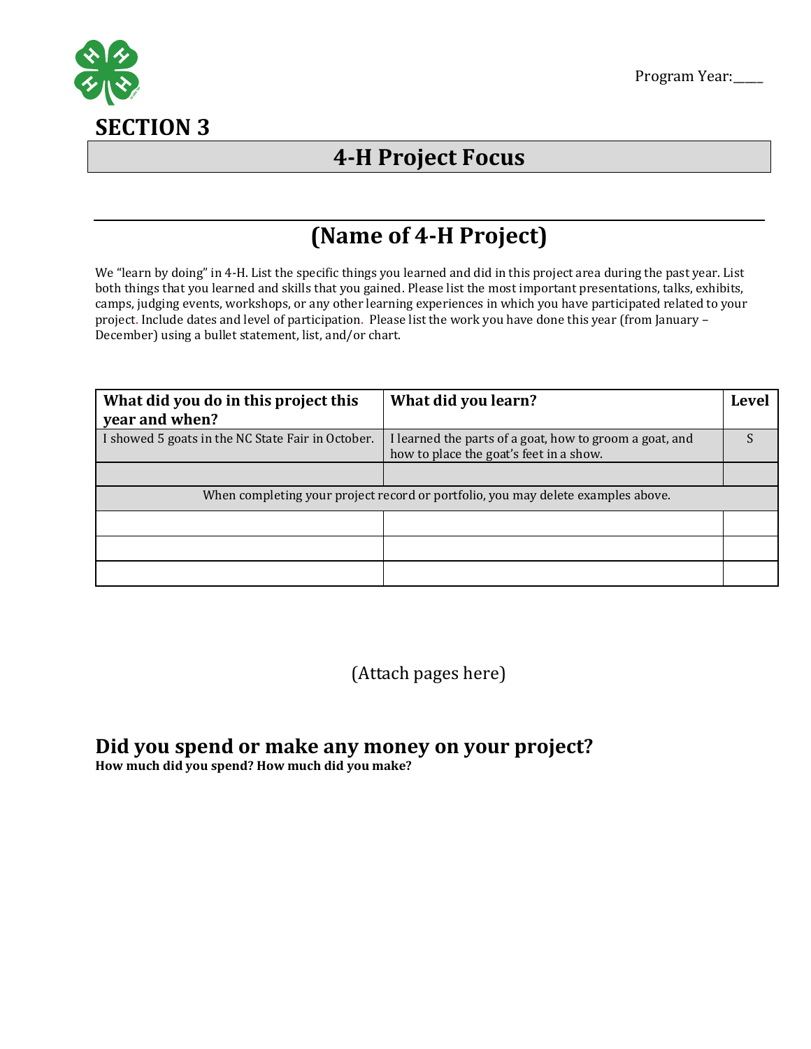Program Year:_____

# SECTION 3

## 4-H Project Focus

## (Name of 4-H Project)

We "learn by doing" in 4-H. List the specific things you learned and did in this project area during the past year. List both things that you learned and skills that you gained. Please list the most important presentations, talks, exhibits, camps, judging events, workshops, or any other learning experiences in which you have participated related to your project. Include dates and level of participation. Please list the work you have done this year (from January – December) using a bullet statement, list, and/or chart.

| What did you do in this project this year and when? | What did you learn? | Level |
|---|---|---|
| I showed 5 goats in the NC State Fair in October. | I learned the parts of a goat, how to groom a goat, and how to place the goat's feet in a show. | S |
| | | |
| When completing your project record or portfolio, you may delete examples above. | | |
| | | |
| | | |
| | | |

(Attach pages here)

## Did you spend or make any money on your project?

**How much did you spend? How much did you make?**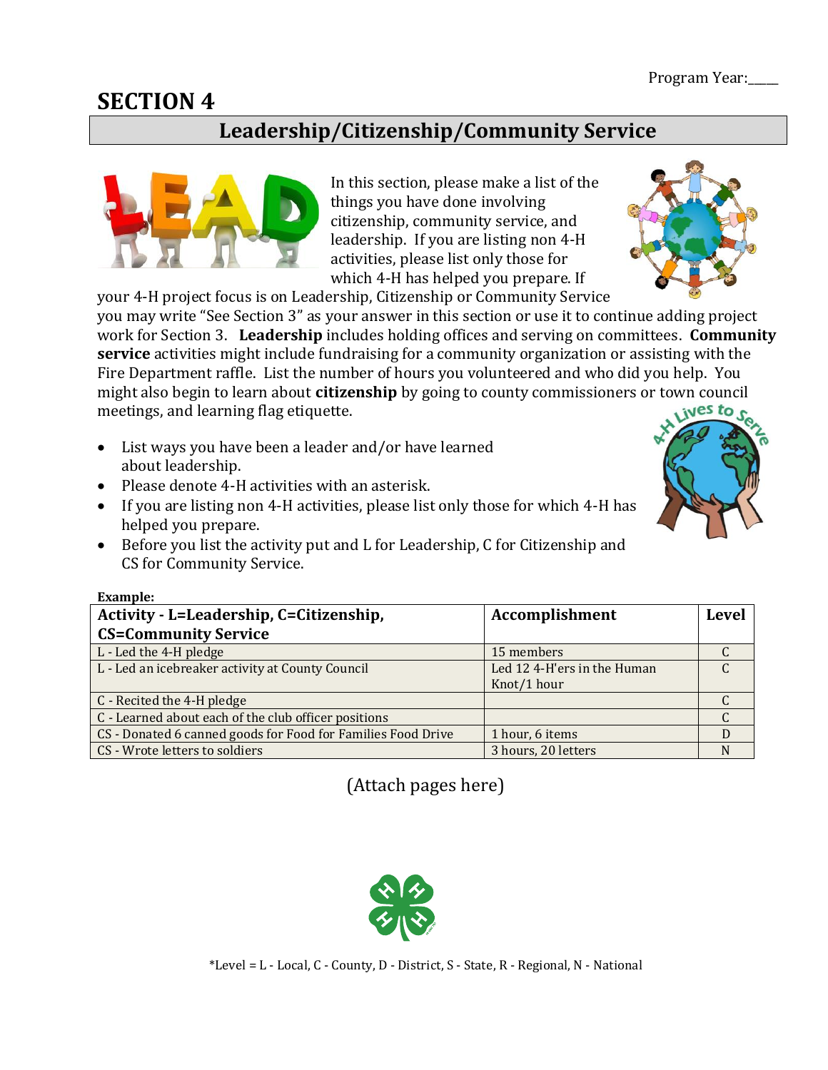Program Year:____

# SECTION 4

## Leadership/Citizenship/Community Service

In this section, please make a list of the things you have done involving citizenship, community service, and leadership. If you are listing non 4-H activities, please list only those for which 4-H has helped you prepare. If your 4-H project focus is on Leadership, Citizenship or Community Service you may write "See Section 3" as your answer in this section or use it to continue adding project work for Section 3. **Leadership** includes holding offices and serving on committees. **Community service** activities might include fundraising for a community organization or assisting with the Fire Department raffle. List the number of hours you volunteered and who did you help. You might also begin to learn about **citizenship** by going to county commissioners or town council meetings, and learning flag etiquette.

- List ways you have been a leader and/or have learned about leadership.
- Please denote 4-H activities with an asterisk.
- If you are listing non 4-H activities, please list only those for which 4-H has helped you prepare.
- Before you list the activity put and L for Leadership, C for Citizenship and CS for Community Service.

**Example:**

| Activity - L=Leadership, C=Citizenship, CS=Community Service | Accomplishment | Level |
|---|---|---|
| L - Led the 4-H pledge | 15 members | C |
| L - Led an icebreaker activity at County Council | Led 12 4-H'ers in the Human Knot/1 hour | C |
| C - Recited the 4-H pledge | | C |
| C - Learned about each of the club officer positions | | C |
| CS - Donated 6 canned goods for Food for Families Food Drive | 1 hour, 6 items | D |
| CS - Wrote letters to soldiers | 3 hours, 20 letters | N |

(Attach pages here)

*Level = L - Local, C - County, D - District, S - State, R - Regional, N - National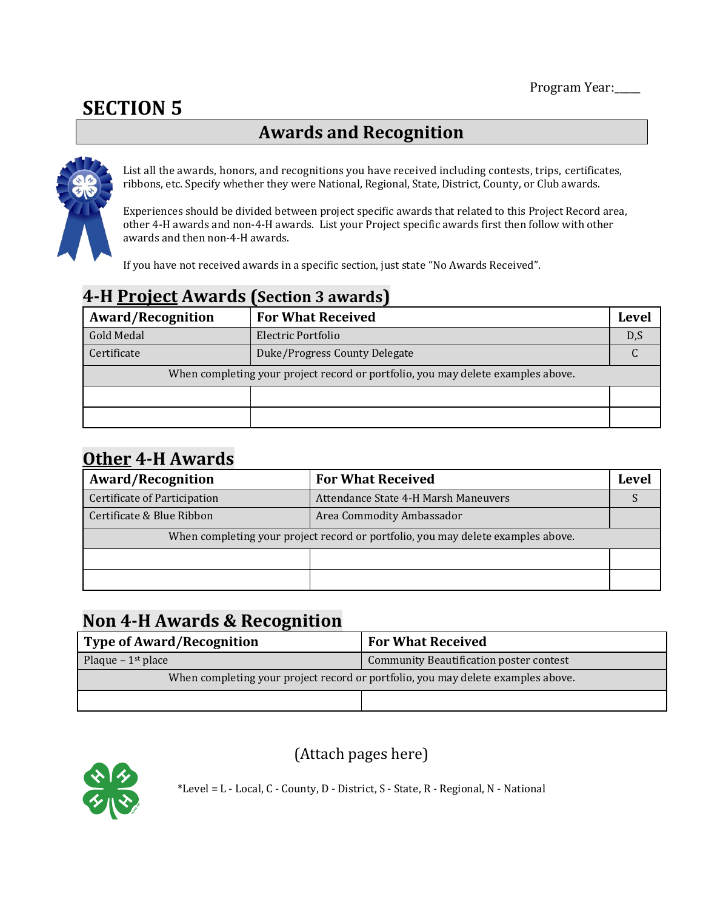Program Year:\_\_\_\_\_

# SECTION 5

## Awards and Recognition

List all the awards, honors, and recognitions you have received including contests, trips, certificates, ribbons, etc. Specify whether they were National, Regional, State, District, County, or Club awards.

Experiences should be divided between project specific awards that related to this Project Record area, other 4-H awards and non-4-H awards. List your Project specific awards first then follow with other awards and then non-4-H awards.

If you have not received awards in a specific section, just state "No Awards Received".

### 4-H Project Awards (Section 3 awards)

| Award/Recognition | For What Received | Level |
|---|---|---|
| Gold Medal | Electric Portfolio | D,S |
| Certificate | Duke/Progress County Delegate | C |
| When completing your project record or portfolio, you may delete examples above. | | |
| | | |
| | | |

### Other 4-H Awards

| Award/Recognition | For What Received | Level |
|---|---|---|
| Certificate of Participation | Attendance State 4-H Marsh Maneuvers | S |
| Certificate & Blue Ribbon | Area Commodity Ambassador | |
| When completing your project record or portfolio, you may delete examples above. | | |
| | | |
| | | |

### Non 4-H Awards & Recognition

| Type of Award/Recognition | For What Received |
|---|---|
| Plaque – 1st place | Community Beautification poster contest |
| When completing your project record or portfolio, you may delete examples above. | |
| | |

(Attach pages here)

*Level = L - Local, C - County, D - District, S - State, R - Regional, N - National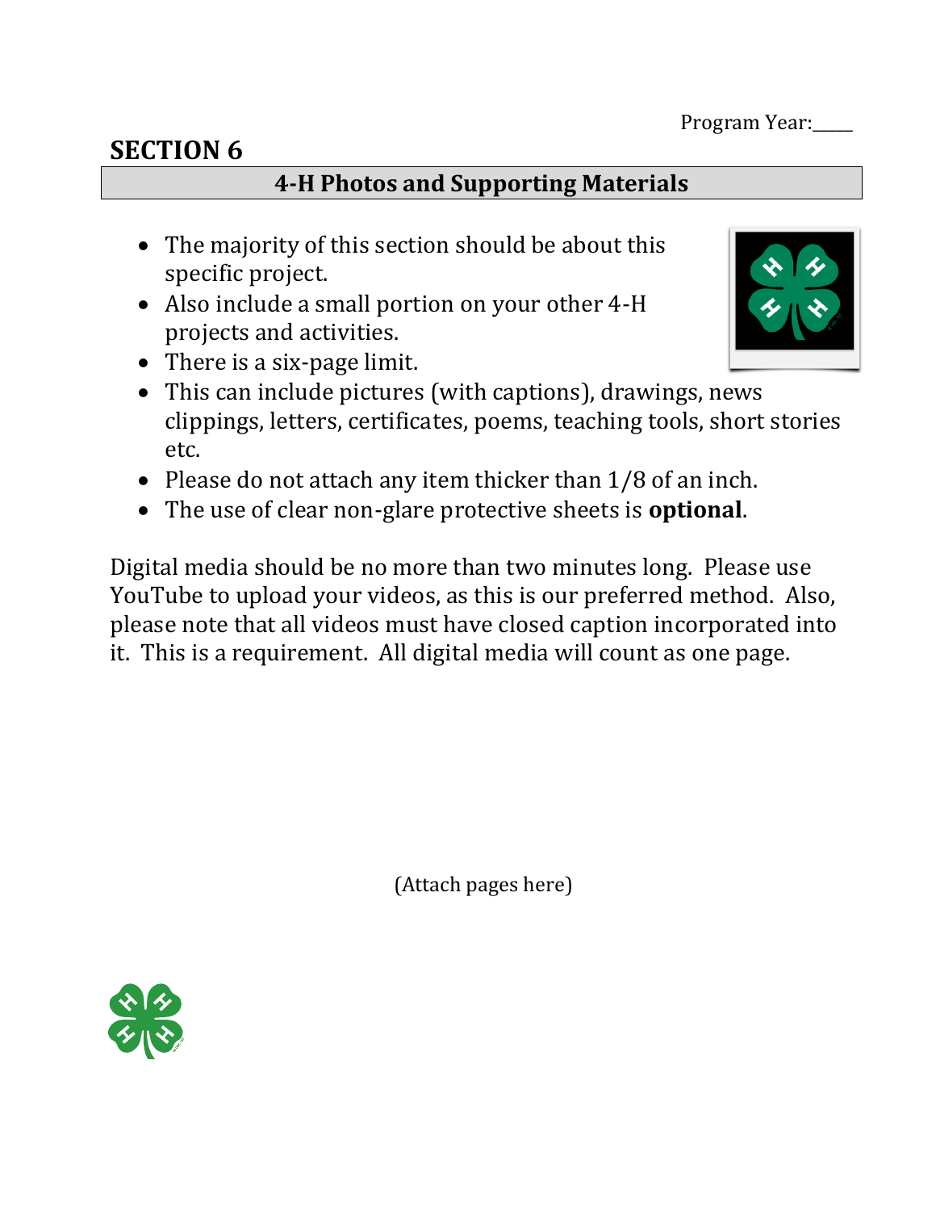Program Year:_____

# SECTION 6

## 4-H Photos and Supporting Materials

- The majority of this section should be about this specific project.
- Also include a small portion on your other 4-H projects and activities.
- There is a six-page limit.
- This can include pictures (with captions), drawings, news clippings, letters, certificates, poems, teaching tools, short stories etc.
- Please do not attach any item thicker than 1/8 of an inch.
- The use of clear non-glare protective sheets is **optional**.

Digital media should be no more than two minutes long. Please use YouTube to upload your videos, as this is our preferred method. Also, please note that all videos must have closed caption incorporated into it. This is a requirement. All digital media will count as one page.

(Attach pages here)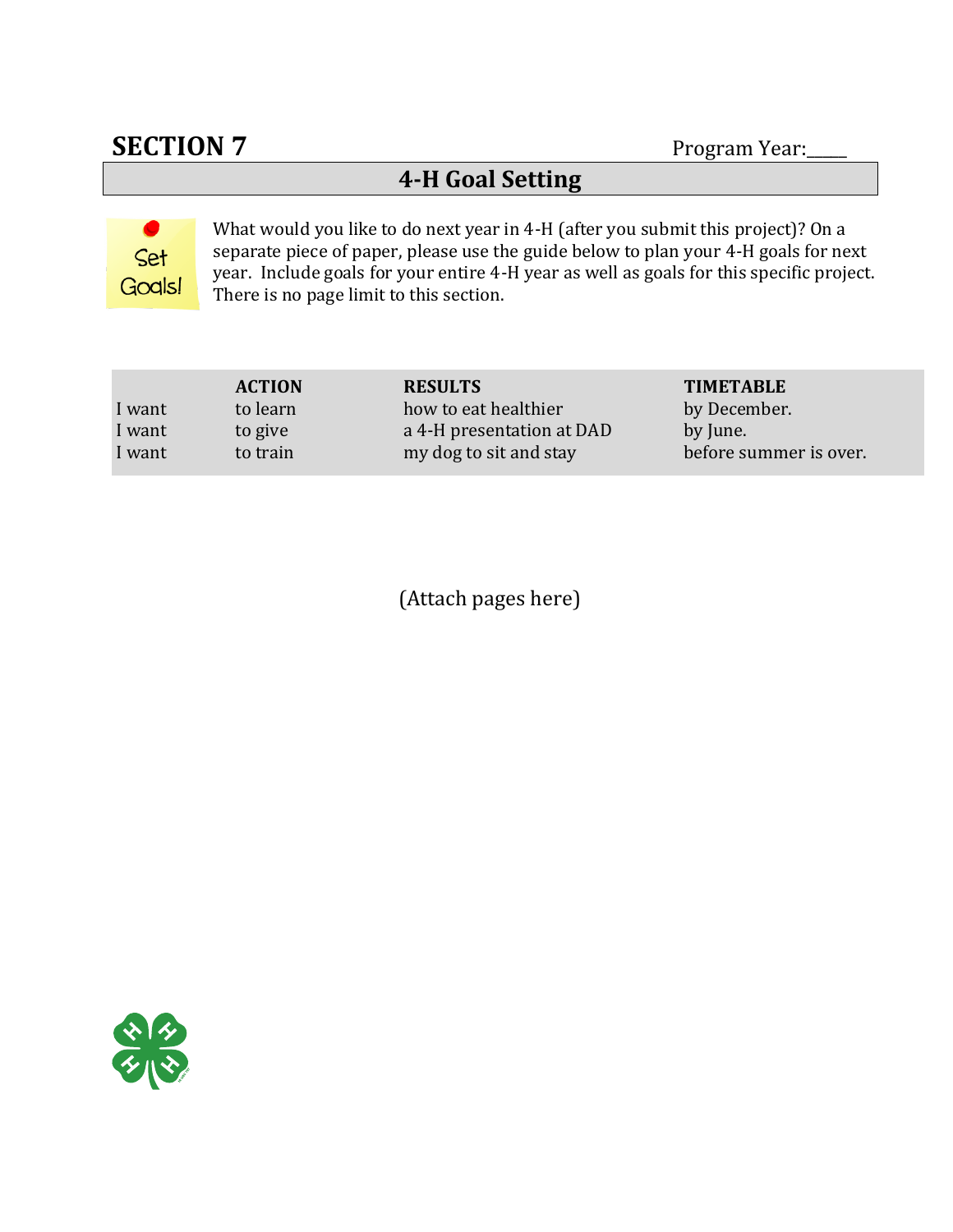## SECTION 7

Program Year:\_\_\_\_\_

### 4-H Goal Setting

Set Goals!

What would you like to do next year in 4-H (after you submit this project)? On a separate piece of paper, please use the guide below to plan your 4-H goals for next year. Include goals for your entire 4-H year as well as goals for this specific project. There is no page limit to this section.

| | **ACTION** | **RESULTS** | **TIMETABLE** |
|---|---|---|---|
| I want | to learn | how to eat healthier | by December. |
| I want | to give | a 4-H presentation at DAD | by June. |
| I want | to train | my dog to sit and stay | before summer is over. |

(Attach pages here)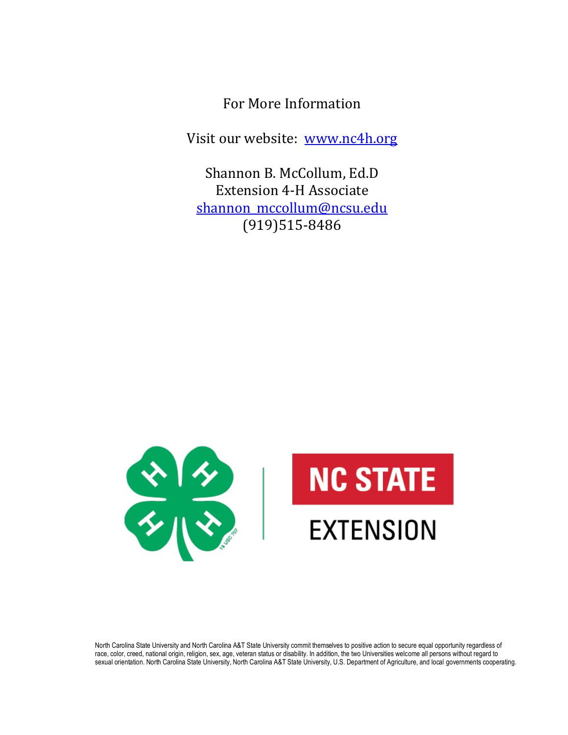For More Information

Visit our website: [www.nc4h.org](http://www.nc4h.org)

Shannon B. McCollum, Ed.D
Extension 4-H Associate
[shannon_mccollum@ncsu.edu](mailto:shannon_mccollum@ncsu.edu)
(919)515-8486

North Carolina State University and North Carolina A&T State University commit themselves to positive action to secure equal opportunity regardless of race, color, creed, national origin, religion, sex, age, veteran status or disability. In addition, the two Universities welcome all persons without regard to sexual orientation. North Carolina State University, North Carolina A&T State University, U.S. Department of Agriculture, and local governments cooperating.